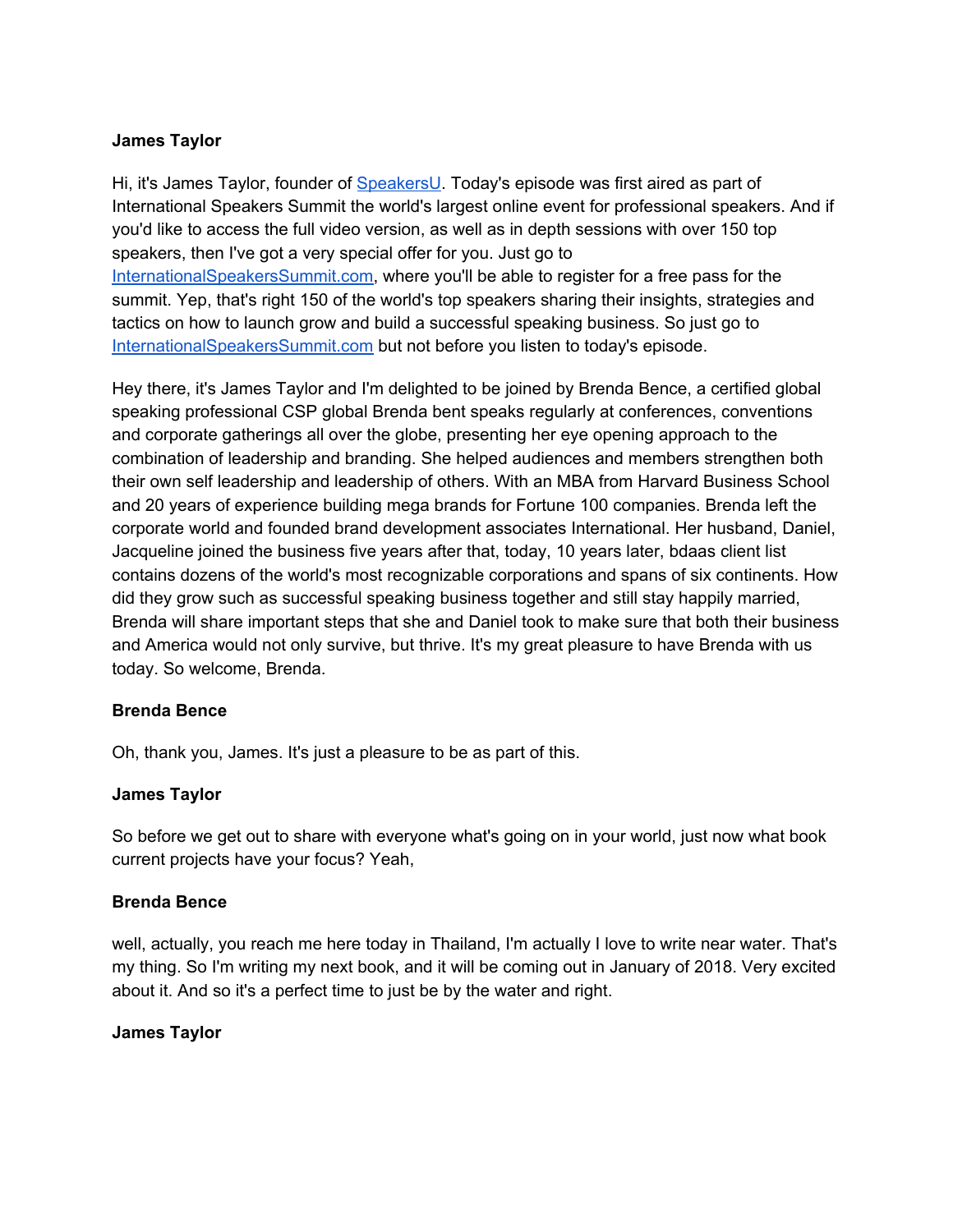**James Taylor**

Hi, it's James Taylor, founder of [SpeakersU](). Today's episode was first aired as part of International Speakers Summit the world's largest online event for professional speakers. And if you'd like to access the full video version, as well as in depth sessions with over 150 top speakers, then I've got a very special offer for you. Just go to [InternationalSpeakersSummit.com](), where you'll be able to register for a free pass for the summit. Yep, that's right 150 of the world's top speakers sharing their insights, strategies and tactics on how to launch grow and build a successful speaking business. So just go to [InternationalSpeakersSummit.com]() but not before you listen to today's episode.

Hey there, it's James Taylor and I'm delighted to be joined by Brenda Bence, a certified global speaking professional CSP global Brenda bent speaks regularly at conferences, conventions and corporate gatherings all over the globe, presenting her eye opening approach to the combination of leadership and branding. She helped audiences and members strengthen both their own self leadership and leadership of others. With an MBA from Harvard Business School and 20 years of experience building mega brands for Fortune 100 companies. Brenda left the corporate world and founded brand development associates International. Her husband, Daniel, Jacqueline joined the business five years after that, today, 10 years later, bdaas client list contains dozens of the world's most recognizable corporations and spans of six continents. How did they grow such as successful speaking business together and still stay happily married, Brenda will share important steps that she and Daniel took to make sure that both their business and America would not only survive, but thrive. It's my great pleasure to have Brenda with us today. So welcome, Brenda.

**Brenda Bence**

Oh, thank you, James. It's just a pleasure to be as part of this.

**James Taylor**

So before we get out to share with everyone what's going on in your world, just now what book current projects have your focus? Yeah,

**Brenda Bence**

well, actually, you reach me here today in Thailand, I'm actually I love to write near water. That's my thing. So I'm writing my next book, and it will be coming out in January of 2018. Very excited about it. And so it's a perfect time to just be by the water and right.

**James Taylor**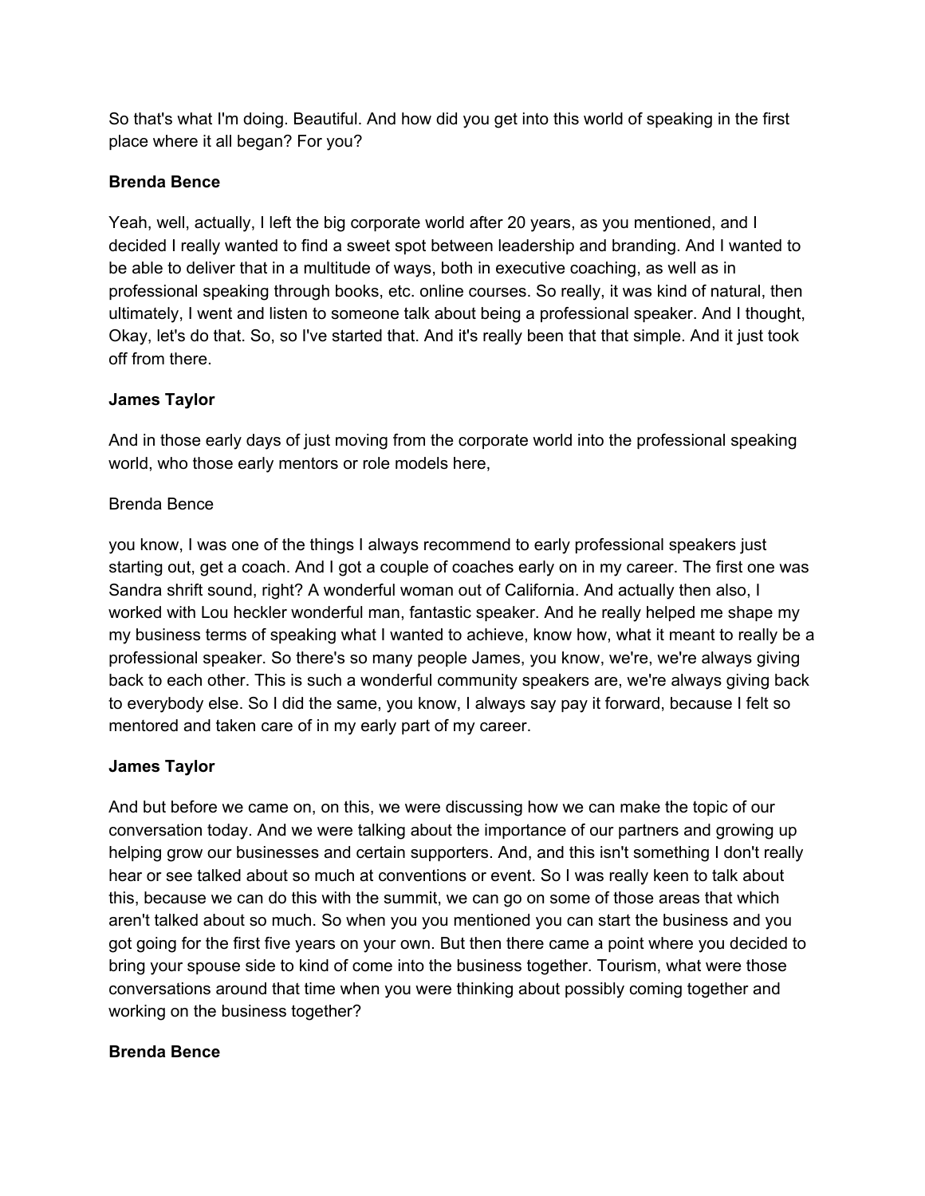So that's what I'm doing. Beautiful. And how did you get into this world of speaking in the first place where it all began? For you?

**Brenda Bence**

Yeah, well, actually, I left the big corporate world after 20 years, as you mentioned, and I decided I really wanted to find a sweet spot between leadership and branding. And I wanted to be able to deliver that in a multitude of ways, both in executive coaching, as well as in professional speaking through books, etc. online courses. So really, it was kind of natural, then ultimately, I went and listen to someone talk about being a professional speaker. And I thought, Okay, let's do that. So, so I've started that. And it's really been that that simple. And it just took off from there.

**James Taylor**

And in those early days of just moving from the corporate world into the professional speaking world, who those early mentors or role models here,

Brenda Bence

you know, I was one of the things I always recommend to early professional speakers just starting out, get a coach. And I got a couple of coaches early on in my career. The first one was Sandra shrift sound, right? A wonderful woman out of California. And actually then also, I worked with Lou heckler wonderful man, fantastic speaker. And he really helped me shape my my business terms of speaking what I wanted to achieve, know how, what it meant to really be a professional speaker. So there's so many people James, you know, we're, we're always giving back to each other. This is such a wonderful community speakers are, we're always giving back to everybody else. So I did the same, you know, I always say pay it forward, because I felt so mentored and taken care of in my early part of my career.

**James Taylor**

And but before we came on, on this, we were discussing how we can make the topic of our conversation today. And we were talking about the importance of our partners and growing up helping grow our businesses and certain supporters. And, and this isn't something I don't really hear or see talked about so much at conventions or event. So I was really keen to talk about this, because we can do this with the summit, we can go on some of those areas that which aren't talked about so much. So when you you mentioned you can start the business and you got going for the first five years on your own. But then there came a point where you decided to bring your spouse side to kind of come into the business together. Tourism, what were those conversations around that time when you were thinking about possibly coming together and working on the business together?

**Brenda Bence**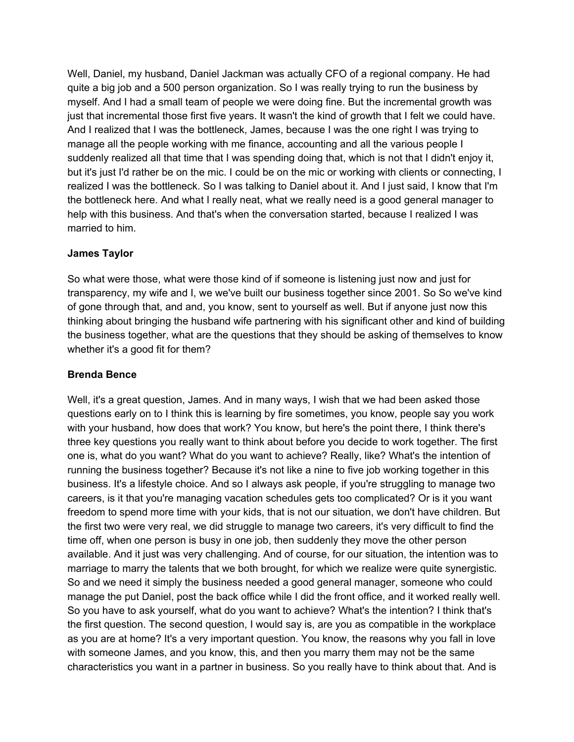Well, Daniel, my husband, Daniel Jackman was actually CFO of a regional company. He had quite a big job and a 500 person organization. So I was really trying to run the business by myself. And I had a small team of people we were doing fine. But the incremental growth was just that incremental those first five years. It wasn't the kind of growth that I felt we could have. And I realized that I was the bottleneck, James, because I was the one right I was trying to manage all the people working with me finance, accounting and all the various people I suddenly realized all that time that I was spending doing that, which is not that I didn't enjoy it, but it's just I'd rather be on the mic. I could be on the mic or working with clients or connecting, I realized I was the bottleneck. So I was talking to Daniel about it. And I just said, I know that I'm the bottleneck here. And what I really neat, what we really need is a good general manager to help with this business. And that's when the conversation started, because I realized I was married to him.

**James Taylor**

So what were those, what were those kind of if someone is listening just now and just for transparency, my wife and I, we we've built our business together since 2001. So So we've kind of gone through that, and and, you know, sent to yourself as well. But if anyone just now this thinking about bringing the husband wife partnering with his significant other and kind of building the business together, what are the questions that they should be asking of themselves to know whether it's a good fit for them?

**Brenda Bence**

Well, it's a great question, James. And in many ways, I wish that we had been asked those questions early on to I think this is learning by fire sometimes, you know, people say you work with your husband, how does that work? You know, but here's the point there, I think there's three key questions you really want to think about before you decide to work together. The first one is, what do you want? What do you want to achieve? Really, like? What's the intention of running the business together? Because it's not like a nine to five job working together in this business. It's a lifestyle choice. And so I always ask people, if you're struggling to manage two careers, is it that you're managing vacation schedules gets too complicated? Or is it you want freedom to spend more time with your kids, that is not our situation, we don't have children. But the first two were very real, we did struggle to manage two careers, it's very difficult to find the time off, when one person is busy in one job, then suddenly they move the other person available. And it just was very challenging. And of course, for our situation, the intention was to marriage to marry the talents that we both brought, for which we realize were quite synergistic. So and we need it simply the business needed a good general manager, someone who could manage the put Daniel, post the back office while I did the front office, and it worked really well. So you have to ask yourself, what do you want to achieve? What's the intention? I think that's the first question. The second question, I would say is, are you as compatible in the workplace as you are at home? It's a very important question. You know, the reasons why you fall in love with someone James, and you know, this, and then you marry them may not be the same characteristics you want in a partner in business. So you really have to think about that. And is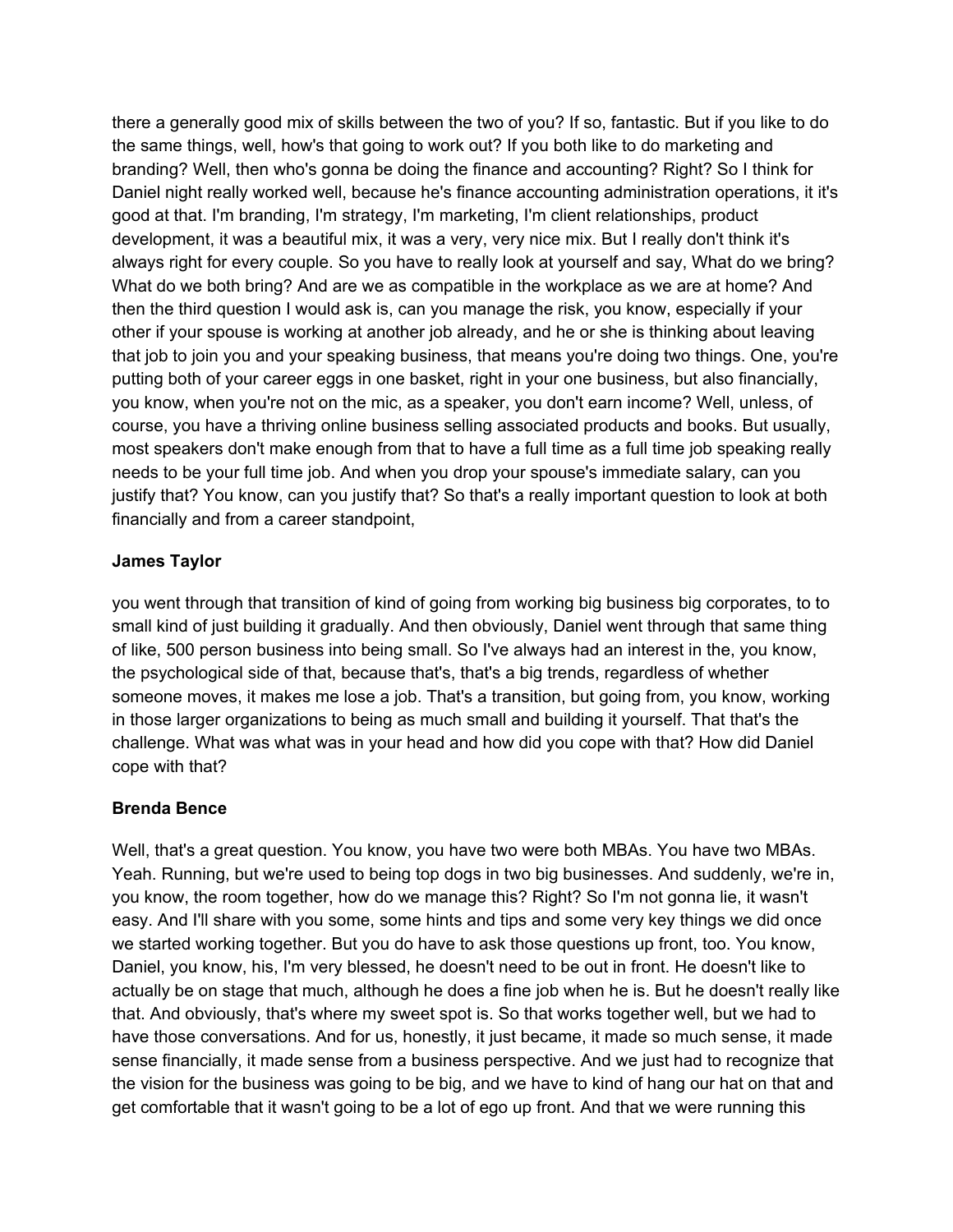there a generally good mix of skills between the two of you? If so, fantastic. But if you like to do the same things, well, how's that going to work out? If you both like to do marketing and branding? Well, then who's gonna be doing the finance and accounting? Right? So I think for Daniel night really worked well, because he's finance accounting administration operations, it it's good at that. I'm branding, I'm strategy, I'm marketing, I'm client relationships, product development, it was a beautiful mix, it was a very, very nice mix. But I really don't think it's always right for every couple. So you have to really look at yourself and say, What do we bring? What do we both bring? And are we as compatible in the workplace as we are at home? And then the third question I would ask is, can you manage the risk, you know, especially if your other if your spouse is working at another job already, and he or she is thinking about leaving that job to join you and your speaking business, that means you're doing two things. One, you're putting both of your career eggs in one basket, right in your one business, but also financially, you know, when you're not on the mic, as a speaker, you don't earn income? Well, unless, of course, you have a thriving online business selling associated products and books. But usually, most speakers don't make enough from that to have a full time as a full time job speaking really needs to be your full time job. And when you drop your spouse's immediate salary, can you justify that? You know, can you justify that? So that's a really important question to look at both financially and from a career standpoint,

**James Taylor**

you went through that transition of kind of going from working big business big corporates, to to small kind of just building it gradually. And then obviously, Daniel went through that same thing of like, 500 person business into being small. So I've always had an interest in the, you know, the psychological side of that, because that's, that's a big trends, regardless of whether someone moves, it makes me lose a job. That's a transition, but going from, you know, working in those larger organizations to being as much small and building it yourself. That that's the challenge. What was what was in your head and how did you cope with that? How did Daniel cope with that?

**Brenda Bence**

Well, that's a great question. You know, you have two were both MBAs. You have two MBAs. Yeah. Running, but we're used to being top dogs in two big businesses. And suddenly, we're in, you know, the room together, how do we manage this? Right? So I'm not gonna lie, it wasn't easy. And I'll share with you some, some hints and tips and some very key things we did once we started working together. But you do have to ask those questions up front, too. You know, Daniel, you know, his, I'm very blessed, he doesn't need to be out in front. He doesn't like to actually be on stage that much, although he does a fine job when he is. But he doesn't really like that. And obviously, that's where my sweet spot is. So that works together well, but we had to have those conversations. And for us, honestly, it just became, it made so much sense, it made sense financially, it made sense from a business perspective. And we just had to recognize that the vision for the business was going to be big, and we have to kind of hang our hat on that and get comfortable that it wasn't going to be a lot of ego up front. And that we were running this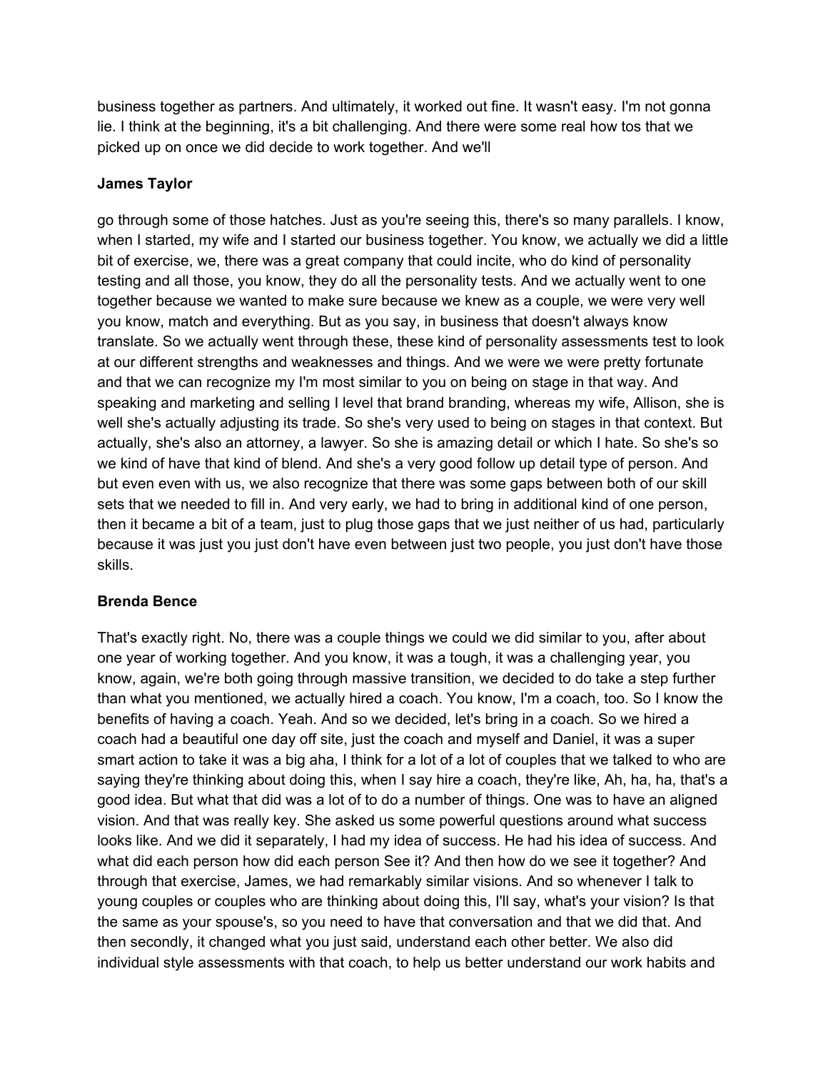business together as partners. And ultimately, it worked out fine. It wasn't easy. I'm not gonna lie. I think at the beginning, it's a bit challenging. And there were some real how tos that we picked up on once we did decide to work together. And we'll

**James Taylor**

go through some of those hatches. Just as you're seeing this, there's so many parallels. I know, when I started, my wife and I started our business together. You know, we actually we did a little bit of exercise, we, there was a great company that could incite, who do kind of personality testing and all those, you know, they do all the personality tests. And we actually went to one together because we wanted to make sure because we knew as a couple, we were very well you know, match and everything. But as you say, in business that doesn't always know translate. So we actually went through these, these kind of personality assessments test to look at our different strengths and weaknesses and things. And we were we were pretty fortunate and that we can recognize my I'm most similar to you on being on stage in that way. And speaking and marketing and selling I level that brand branding, whereas my wife, Allison, she is well she's actually adjusting its trade. So she's very used to being on stages in that context. But actually, she's also an attorney, a lawyer. So she is amazing detail or which I hate. So she's so we kind of have that kind of blend. And she's a very good follow up detail type of person. And but even even with us, we also recognize that there was some gaps between both of our skill sets that we needed to fill in. And very early, we had to bring in additional kind of one person, then it became a bit of a team, just to plug those gaps that we just neither of us had, particularly because it was just you just don't have even between just two people, you just don't have those skills.

**Brenda Bence**

That's exactly right. No, there was a couple things we could we did similar to you, after about one year of working together. And you know, it was a tough, it was a challenging year, you know, again, we're both going through massive transition, we decided to do take a step further than what you mentioned, we actually hired a coach. You know, I'm a coach, too. So I know the benefits of having a coach. Yeah. And so we decided, let's bring in a coach. So we hired a coach had a beautiful one day off site, just the coach and myself and Daniel, it was a super smart action to take it was a big aha, I think for a lot of a lot of couples that we talked to who are saying they're thinking about doing this, when I say hire a coach, they're like, Ah, ha, ha, that's a good idea. But what that did was a lot of to do a number of things. One was to have an aligned vision. And that was really key. She asked us some powerful questions around what success looks like. And we did it separately, I had my idea of success. He had his idea of success. And what did each person how did each person See it? And then how do we see it together? And through that exercise, James, we had remarkably similar visions. And so whenever I talk to young couples or couples who are thinking about doing this, I'll say, what's your vision? Is that the same as your spouse's, so you need to have that conversation and that we did that. And then secondly, it changed what you just said, understand each other better. We also did individual style assessments with that coach, to help us better understand our work habits and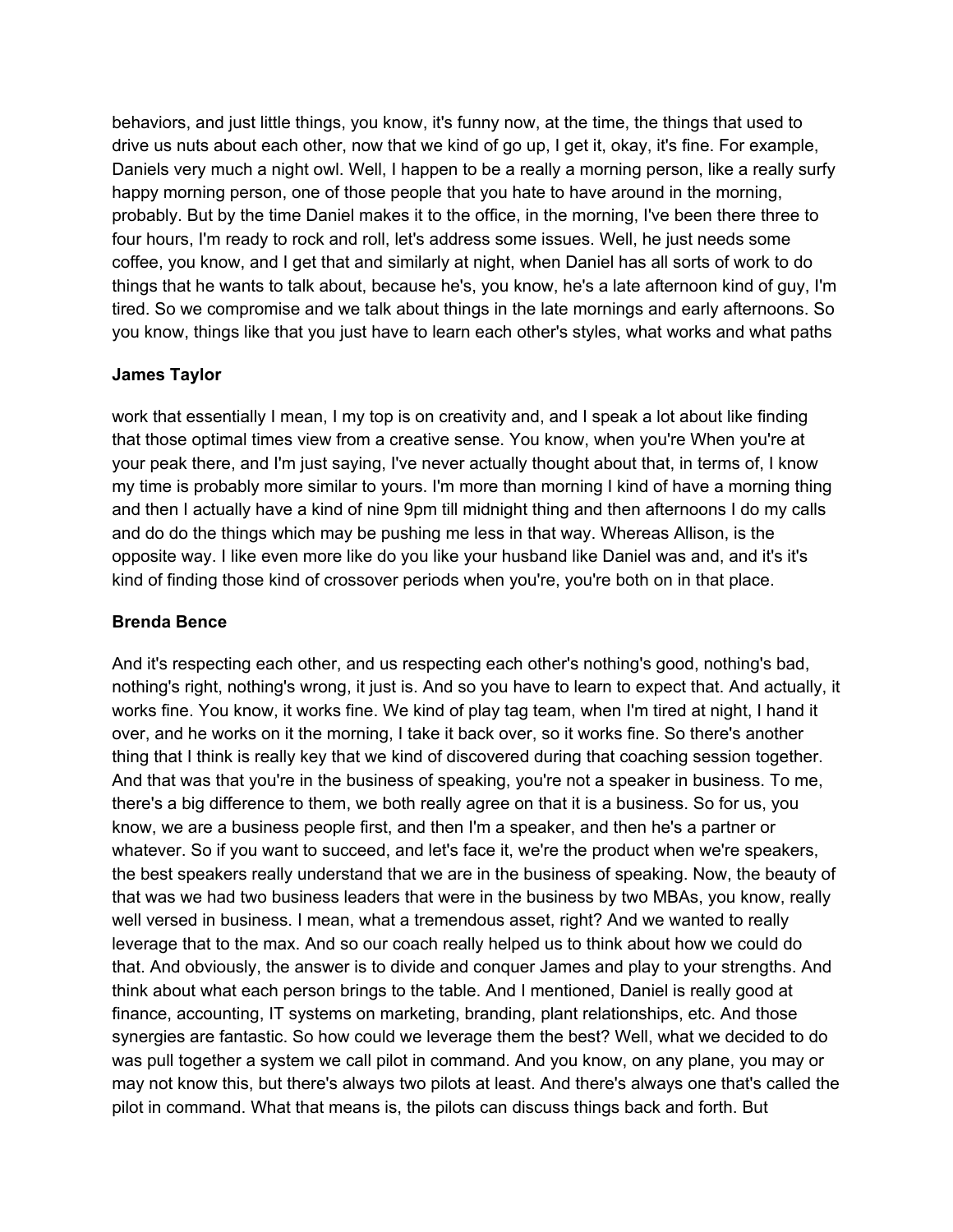behaviors, and just little things, you know, it's funny now, at the time, the things that used to drive us nuts about each other, now that we kind of go up, I get it, okay, it's fine. For example, Daniels very much a night owl. Well, I happen to be a really a morning person, like a really surfy happy morning person, one of those people that you hate to have around in the morning, probably. But by the time Daniel makes it to the office, in the morning, I've been there three to four hours, I'm ready to rock and roll, let's address some issues. Well, he just needs some coffee, you know, and I get that and similarly at night, when Daniel has all sorts of work to do things that he wants to talk about, because he's, you know, he's a late afternoon kind of guy, I'm tired. So we compromise and we talk about things in the late mornings and early afternoons. So you know, things like that you just have to learn each other's styles, what works and what paths

**James Taylor**

work that essentially I mean, I my top is on creativity and, and I speak a lot about like finding that those optimal times view from a creative sense. You know, when you're When you're at your peak there, and I'm just saying, I've never actually thought about that, in terms of, I know my time is probably more similar to yours. I'm more than morning I kind of have a morning thing and then I actually have a kind of nine 9pm till midnight thing and then afternoons I do my calls and do do the things which may be pushing me less in that way. Whereas Allison, is the opposite way. I like even more like do you like your husband like Daniel was and, and it's it's kind of finding those kind of crossover periods when you're, you're both on in that place.

**Brenda Bence**

And it's respecting each other, and us respecting each other's nothing's good, nothing's bad, nothing's right, nothing's wrong, it just is. And so you have to learn to expect that. And actually, it works fine. You know, it works fine. We kind of play tag team, when I'm tired at night, I hand it over, and he works on it the morning, I take it back over, so it works fine. So there's another thing that I think is really key that we kind of discovered during that coaching session together. And that was that you're in the business of speaking, you're not a speaker in business. To me, there's a big difference to them, we both really agree on that it is a business. So for us, you know, we are a business people first, and then I'm a speaker, and then he's a partner or whatever. So if you want to succeed, and let's face it, we're the product when we're speakers, the best speakers really understand that we are in the business of speaking. Now, the beauty of that was we had two business leaders that were in the business by two MBAs, you know, really well versed in business. I mean, what a tremendous asset, right? And we wanted to really leverage that to the max. And so our coach really helped us to think about how we could do that. And obviously, the answer is to divide and conquer James and play to your strengths. And think about what each person brings to the table. And I mentioned, Daniel is really good at finance, accounting, IT systems on marketing, branding, plant relationships, etc. And those synergies are fantastic. So how could we leverage them the best? Well, what we decided to do was pull together a system we call pilot in command. And you know, on any plane, you may or may not know this, but there's always two pilots at least. And there's always one that's called the pilot in command. What that means is, the pilots can discuss things back and forth. But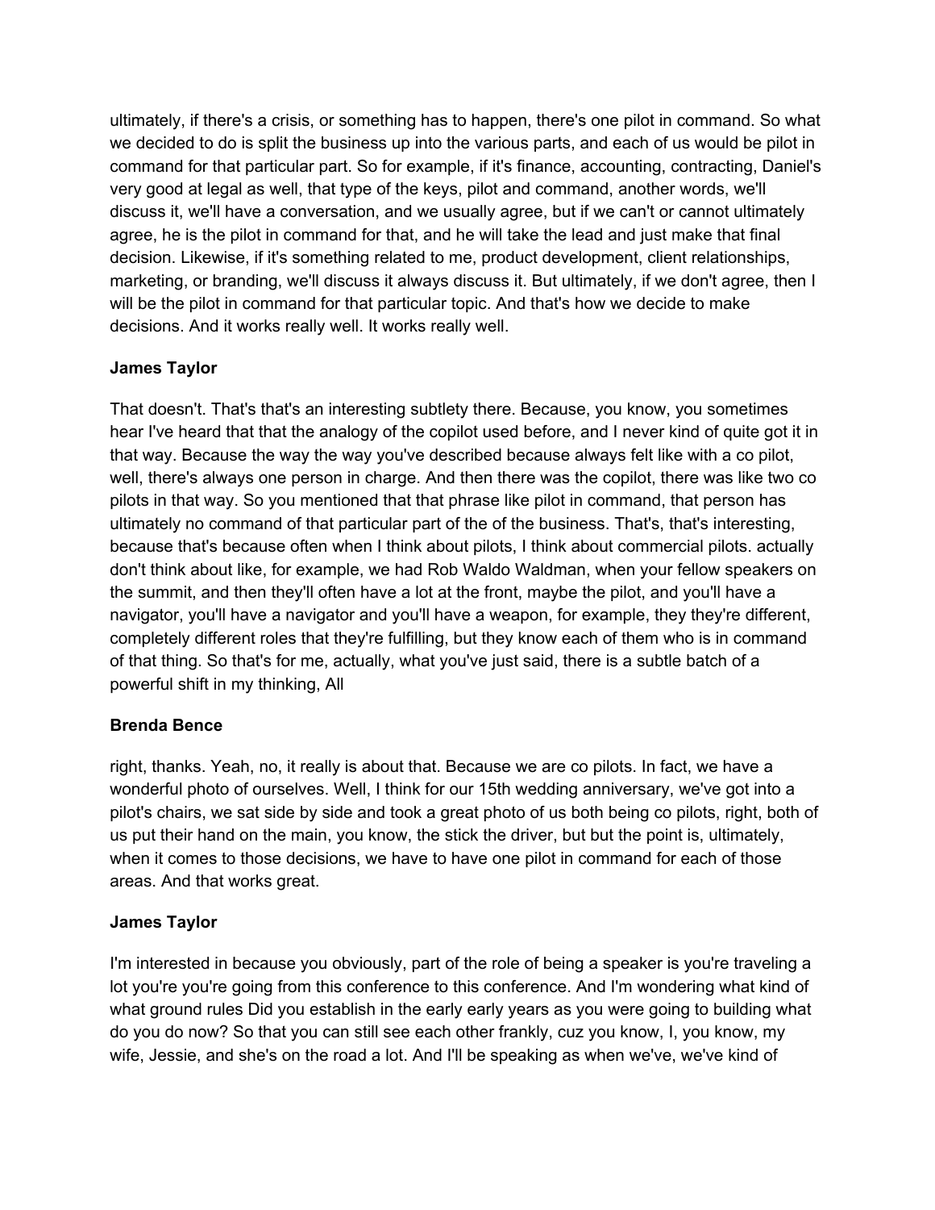ultimately, if there's a crisis, or something has to happen, there's one pilot in command. So what we decided to do is split the business up into the various parts, and each of us would be pilot in command for that particular part. So for example, if it's finance, accounting, contracting, Daniel's very good at legal as well, that type of the keys, pilot and command, another words, we'll discuss it, we'll have a conversation, and we usually agree, but if we can't or cannot ultimately agree, he is the pilot in command for that, and he will take the lead and just make that final decision. Likewise, if it's something related to me, product development, client relationships, marketing, or branding, we'll discuss it always discuss it. But ultimately, if we don't agree, then I will be the pilot in command for that particular topic. And that's how we decide to make decisions. And it works really well. It works really well.

**James Taylor**

That doesn't. That's that's an interesting subtlety there. Because, you know, you sometimes hear I've heard that that the analogy of the copilot used before, and I never kind of quite got it in that way. Because the way the way you've described because always felt like with a co pilot, well, there's always one person in charge. And then there was the copilot, there was like two co pilots in that way. So you mentioned that that phrase like pilot in command, that person has ultimately no command of that particular part of the of the business. That's, that's interesting, because that's because often when I think about pilots, I think about commercial pilots. actually don't think about like, for example, we had Rob Waldo Waldman, when your fellow speakers on the summit, and then they'll often have a lot at the front, maybe the pilot, and you'll have a navigator, you'll have a navigator and you'll have a weapon, for example, they they're different, completely different roles that they're fulfilling, but they know each of them who is in command of that thing. So that's for me, actually, what you've just said, there is a subtle batch of a powerful shift in my thinking, All

**Brenda Bence**

right, thanks. Yeah, no, it really is about that. Because we are co pilots. In fact, we have a wonderful photo of ourselves. Well, I think for our 15th wedding anniversary, we've got into a pilot's chairs, we sat side by side and took a great photo of us both being co pilots, right, both of us put their hand on the main, you know, the stick the driver, but but the point is, ultimately, when it comes to those decisions, we have to have one pilot in command for each of those areas. And that works great.

**James Taylor**

I'm interested in because you obviously, part of the role of being a speaker is you're traveling a lot you're you're going from this conference to this conference. And I'm wondering what kind of what ground rules Did you establish in the early early years as you were going to building what do you do now? So that you can still see each other frankly, cuz you know, I, you know, my wife, Jessie, and she's on the road a lot. And I'll be speaking as when we've, we've kind of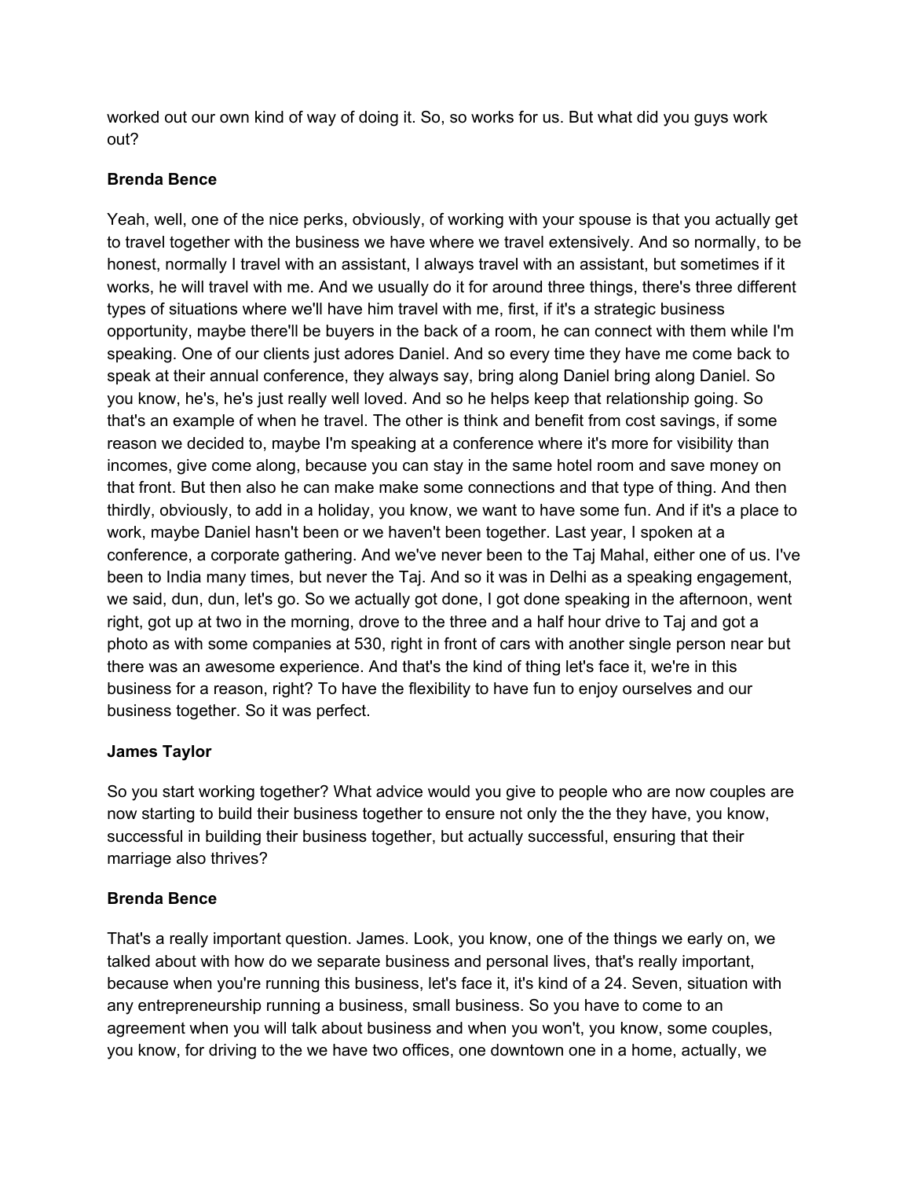worked out our own kind of way of doing it. So, so works for us. But what did you guys work out?

**Brenda Bence**

Yeah, well, one of the nice perks, obviously, of working with your spouse is that you actually get to travel together with the business we have where we travel extensively. And so normally, to be honest, normally I travel with an assistant, I always travel with an assistant, but sometimes if it works, he will travel with me. And we usually do it for around three things, there's three different types of situations where we'll have him travel with me, first, if it's a strategic business opportunity, maybe there'll be buyers in the back of a room, he can connect with them while I'm speaking. One of our clients just adores Daniel. And so every time they have me come back to speak at their annual conference, they always say, bring along Daniel bring along Daniel. So you know, he's, he's just really well loved. And so he helps keep that relationship going. So that's an example of when he travel. The other is think and benefit from cost savings, if some reason we decided to, maybe I'm speaking at a conference where it's more for visibility than incomes, give come along, because you can stay in the same hotel room and save money on that front. But then also he can make make some connections and that type of thing. And then thirdly, obviously, to add in a holiday, you know, we want to have some fun. And if it's a place to work, maybe Daniel hasn't been or we haven't been together. Last year, I spoken at a conference, a corporate gathering. And we've never been to the Taj Mahal, either one of us. I've been to India many times, but never the Taj. And so it was in Delhi as a speaking engagement, we said, dun, dun, let's go. So we actually got done, I got done speaking in the afternoon, went right, got up at two in the morning, drove to the three and a half hour drive to Taj and got a photo as with some companies at 530, right in front of cars with another single person near but there was an awesome experience. And that's the kind of thing let's face it, we're in this business for a reason, right? To have the flexibility to have fun to enjoy ourselves and our business together. So it was perfect.

**James Taylor**

So you start working together? What advice would you give to people who are now couples are now starting to build their business together to ensure not only the the they have, you know, successful in building their business together, but actually successful, ensuring that their marriage also thrives?

**Brenda Bence**

That's a really important question. James. Look, you know, one of the things we early on, we talked about with how do we separate business and personal lives, that's really important, because when you're running this business, let's face it, it's kind of a 24. Seven, situation with any entrepreneurship running a business, small business. So you have to come to an agreement when you will talk about business and when you won't, you know, some couples, you know, for driving to the we have two offices, one downtown one in a home, actually, we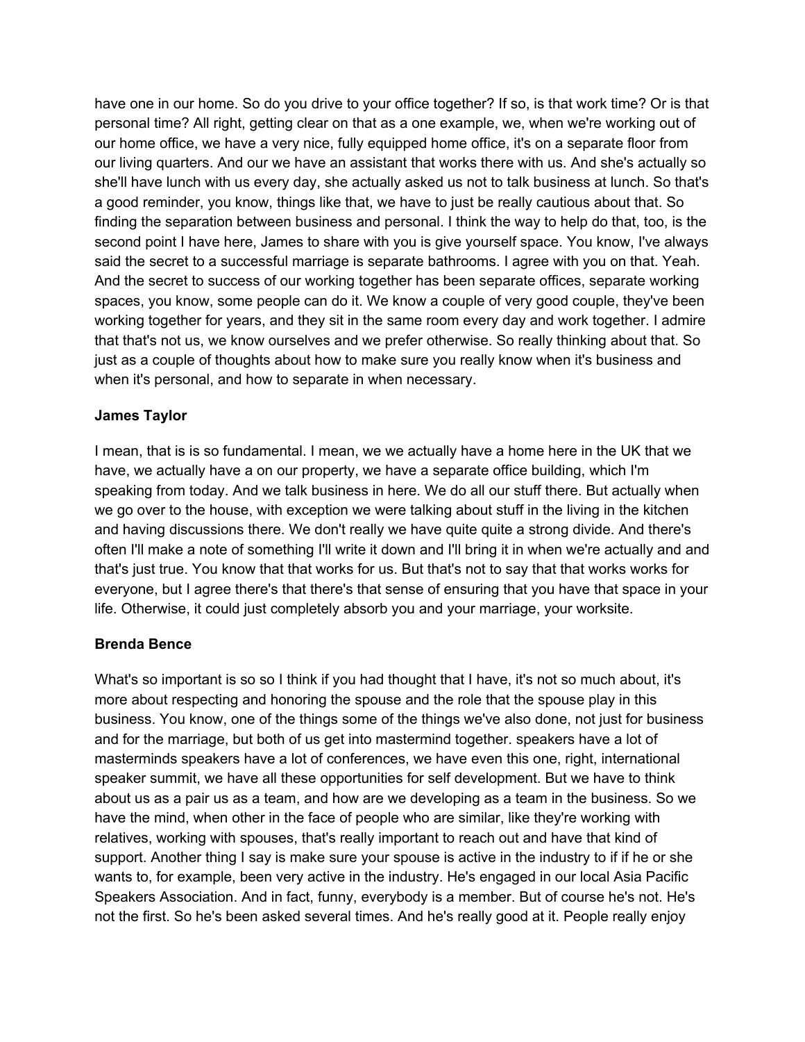have one in our home. So do you drive to your office together? If so, is that work time? Or is that personal time? All right, getting clear on that as a one example, we, when we're working out of our home office, we have a very nice, fully equipped home office, it's on a separate floor from our living quarters. And our we have an assistant that works there with us. And she's actually so she'll have lunch with us every day, she actually asked us not to talk business at lunch. So that's a good reminder, you know, things like that, we have to just be really cautious about that. So finding the separation between business and personal. I think the way to help do that, too, is the second point I have here, James to share with you is give yourself space. You know, I've always said the secret to a successful marriage is separate bathrooms. I agree with you on that. Yeah. And the secret to success of our working together has been separate offices, separate working spaces, you know, some people can do it. We know a couple of very good couple, they've been working together for years, and they sit in the same room every day and work together. I admire that that's not us, we know ourselves and we prefer otherwise. So really thinking about that. So just as a couple of thoughts about how to make sure you really know when it's business and when it's personal, and how to separate in when necessary.

**James Taylor**

I mean, that is is so fundamental. I mean, we we actually have a home here in the UK that we have, we actually have a on our property, we have a separate office building, which I'm speaking from today. And we talk business in here. We do all our stuff there. But actually when we go over to the house, with exception we were talking about stuff in the living in the kitchen and having discussions there. We don't really we have quite quite a strong divide. And there's often I'll make a note of something I'll write it down and I'll bring it in when we're actually and and that's just true. You know that that works for us. But that's not to say that that works works for everyone, but I agree there's that there's that sense of ensuring that you have that space in your life. Otherwise, it could just completely absorb you and your marriage, your worksite.

**Brenda Bence**

What's so important is so so I think if you had thought that I have, it's not so much about, it's more about respecting and honoring the spouse and the role that the spouse play in this business. You know, one of the things some of the things we've also done, not just for business and for the marriage, but both of us get into mastermind together. speakers have a lot of masterminds speakers have a lot of conferences, we have even this one, right, international speaker summit, we have all these opportunities for self development. But we have to think about us as a pair us as a team, and how are we developing as a team in the business. So we have the mind, when other in the face of people who are similar, like they're working with relatives, working with spouses, that's really important to reach out and have that kind of support. Another thing I say is make sure your spouse is active in the industry to if if he or she wants to, for example, been very active in the industry. He's engaged in our local Asia Pacific Speakers Association. And in fact, funny, everybody is a member. But of course he's not. He's not the first. So he's been asked several times. And he's really good at it. People really enjoy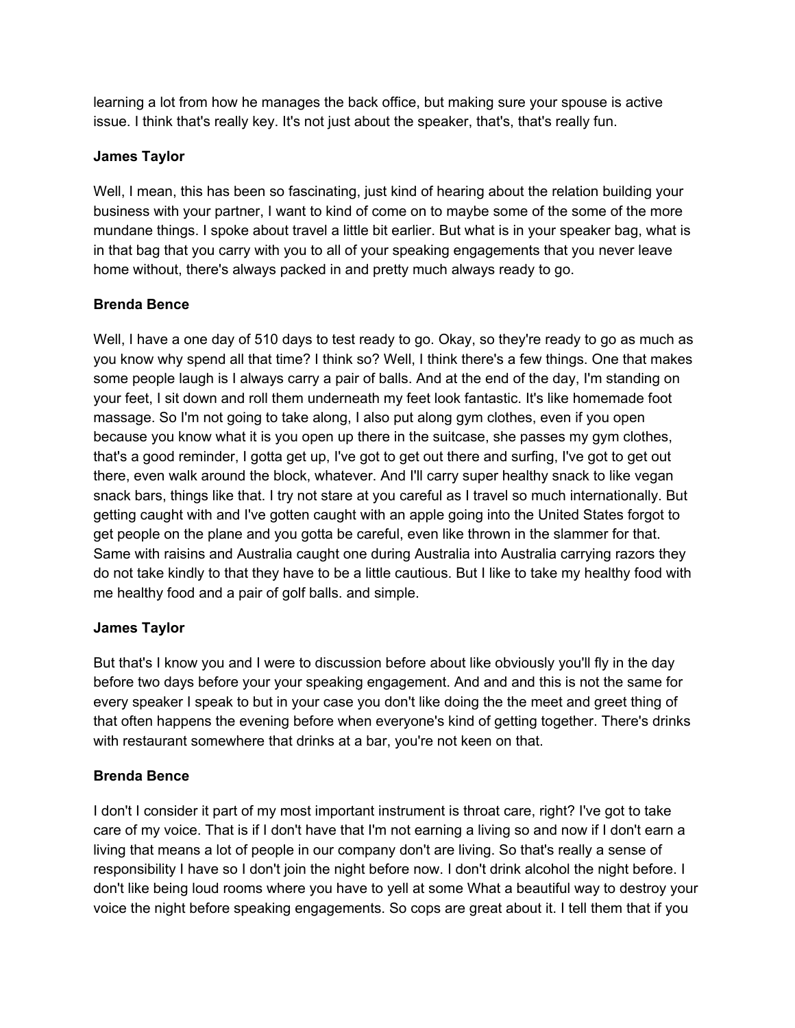learning a lot from how he manages the back office, but making sure your spouse is active issue. I think that's really key. It's not just about the speaker, that's, that's really fun.

**James Taylor**

Well, I mean, this has been so fascinating, just kind of hearing about the relation building your business with your partner, I want to kind of come on to maybe some of the some of the more mundane things. I spoke about travel a little bit earlier. But what is in your speaker bag, what is in that bag that you carry with you to all of your speaking engagements that you never leave home without, there's always packed in and pretty much always ready to go.

**Brenda Bence**

Well, I have a one day of 510 days to test ready to go. Okay, so they're ready to go as much as you know why spend all that time? I think so? Well, I think there's a few things. One that makes some people laugh is I always carry a pair of balls. And at the end of the day, I'm standing on your feet, I sit down and roll them underneath my feet look fantastic. It's like homemade foot massage. So I'm not going to take along, I also put along gym clothes, even if you open because you know what it is you open up there in the suitcase, she passes my gym clothes, that's a good reminder, I gotta get up, I've got to get out there and surfing, I've got to get out there, even walk around the block, whatever. And I'll carry super healthy snack to like vegan snack bars, things like that. I try not stare at you careful as I travel so much internationally. But getting caught with and I've gotten caught with an apple going into the United States forgot to get people on the plane and you gotta be careful, even like thrown in the slammer for that. Same with raisins and Australia caught one during Australia into Australia carrying razors they do not take kindly to that they have to be a little cautious. But I like to take my healthy food with me healthy food and a pair of golf balls. and simple.

**James Taylor**

But that's I know you and I were to discussion before about like obviously you'll fly in the day before two days before your your speaking engagement. And and and this is not the same for every speaker I speak to but in your case you don't like doing the the meet and greet thing of that often happens the evening before when everyone's kind of getting together. There's drinks with restaurant somewhere that drinks at a bar, you're not keen on that.

**Brenda Bence**

I don't I consider it part of my most important instrument is throat care, right? I've got to take care of my voice. That is if I don't have that I'm not earning a living so and now if I don't earn a living that means a lot of people in our company don't are living. So that's really a sense of responsibility I have so I don't join the night before now. I don't drink alcohol the night before. I don't like being loud rooms where you have to yell at some What a beautiful way to destroy your voice the night before speaking engagements. So cops are great about it. I tell them that if you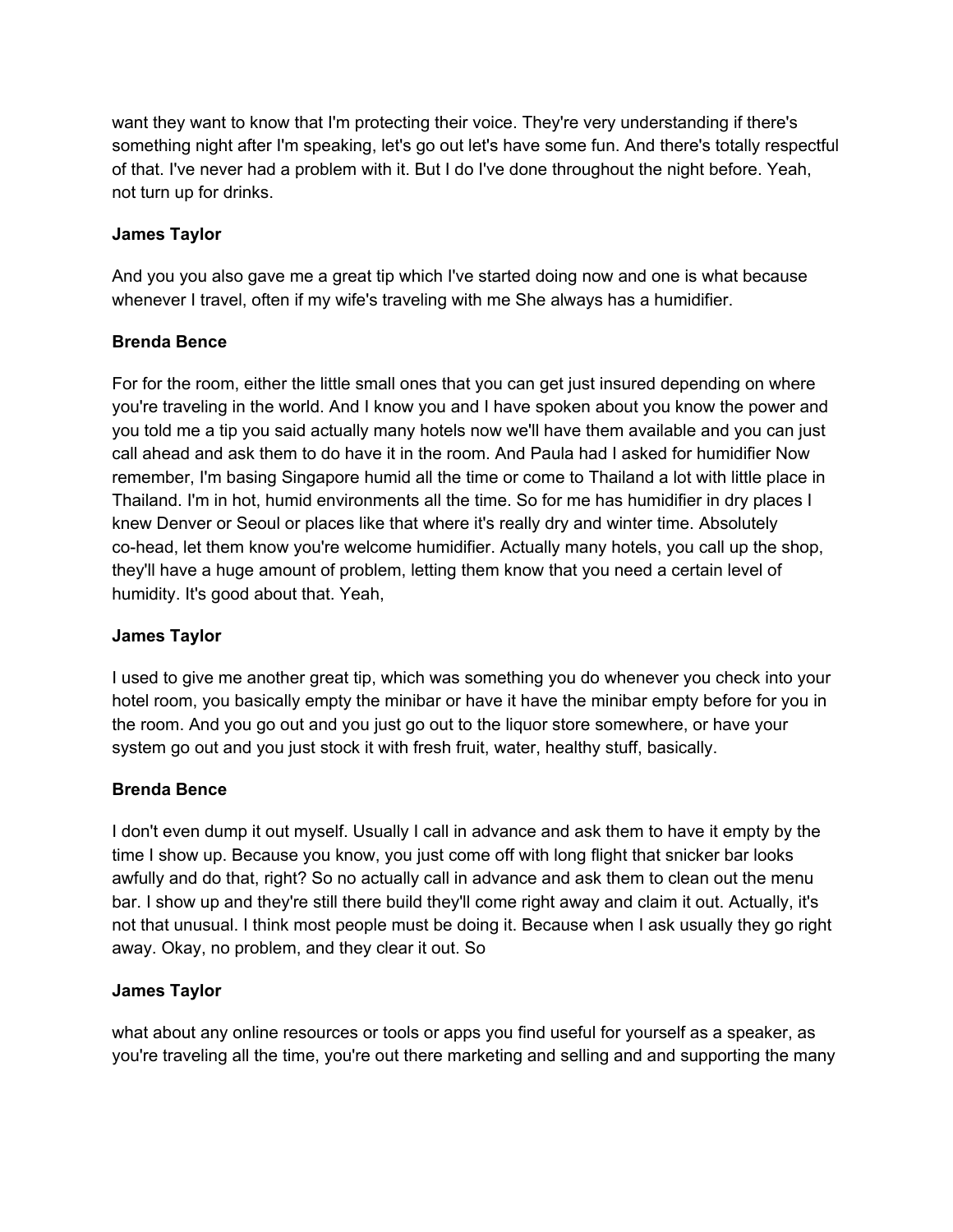want they want to know that I'm protecting their voice. They're very understanding if there's something night after I'm speaking, let's go out let's have some fun. And there's totally respectful of that. I've never had a problem with it. But I do I've done throughout the night before. Yeah, not turn up for drinks.

**James Taylor**

And you you also gave me a great tip which I've started doing now and one is what because whenever I travel, often if my wife's traveling with me She always has a humidifier.

**Brenda Bence**

For for the room, either the little small ones that you can get just insured depending on where you're traveling in the world. And I know you and I have spoken about you know the power and you told me a tip you said actually many hotels now we'll have them available and you can just call ahead and ask them to do have it in the room. And Paula had I asked for humidifier Now remember, I'm basing Singapore humid all the time or come to Thailand a lot with little place in Thailand. I'm in hot, humid environments all the time. So for me has humidifier in dry places I knew Denver or Seoul or places like that where it's really dry and winter time. Absolutely co-head, let them know you're welcome humidifier. Actually many hotels, you call up the shop, they'll have a huge amount of problem, letting them know that you need a certain level of humidity. It's good about that. Yeah,

**James Taylor**

I used to give me another great tip, which was something you do whenever you check into your hotel room, you basically empty the minibar or have it have the minibar empty before for you in the room. And you go out and you just go out to the liquor store somewhere, or have your system go out and you just stock it with fresh fruit, water, healthy stuff, basically.

**Brenda Bence**

I don't even dump it out myself. Usually I call in advance and ask them to have it empty by the time I show up. Because you know, you just come off with long flight that snicker bar looks awfully and do that, right? So no actually call in advance and ask them to clean out the menu bar. I show up and they're still there build they'll come right away and claim it out. Actually, it's not that unusual. I think most people must be doing it. Because when I ask usually they go right away. Okay, no problem, and they clear it out. So

**James Taylor**

what about any online resources or tools or apps you find useful for yourself as a speaker, as you're traveling all the time, you're out there marketing and selling and and supporting the many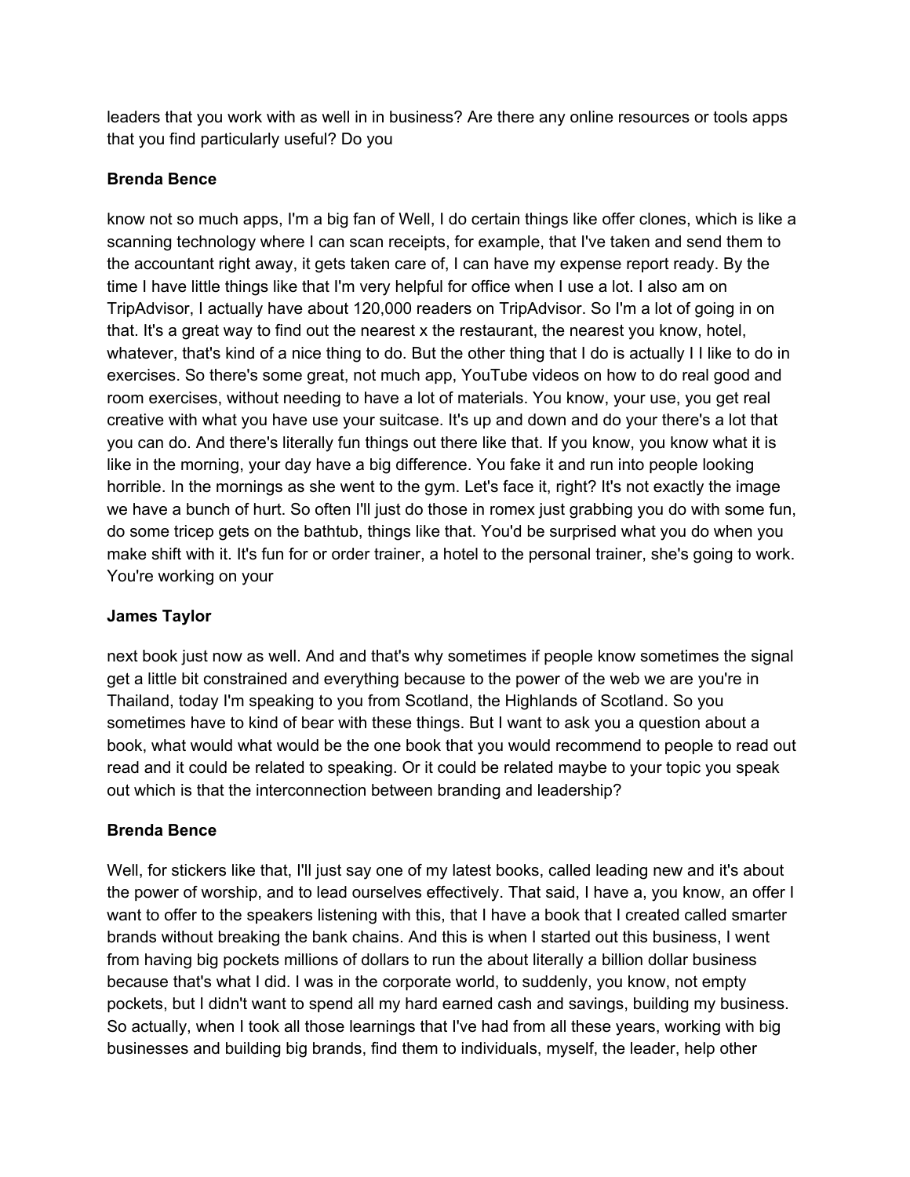leaders that you work with as well in in business? Are there any online resources or tools apps that you find particularly useful? Do you

**Brenda Bence**

know not so much apps, I'm a big fan of Well, I do certain things like offer clones, which is like a scanning technology where I can scan receipts, for example, that I've taken and send them to the accountant right away, it gets taken care of, I can have my expense report ready. By the time I have little things like that I'm very helpful for office when I use a lot. I also am on TripAdvisor, I actually have about 120,000 readers on TripAdvisor. So I'm a lot of going in on that. It's a great way to find out the nearest x the restaurant, the nearest you know, hotel, whatever, that's kind of a nice thing to do. But the other thing that I do is actually I I like to do in exercises. So there's some great, not much app, YouTube videos on how to do real good and room exercises, without needing to have a lot of materials. You know, your use, you get real creative with what you have use your suitcase. It's up and down and do your there's a lot that you can do. And there's literally fun things out there like that. If you know, you know what it is like in the morning, your day have a big difference. You fake it and run into people looking horrible. In the mornings as she went to the gym. Let's face it, right? It's not exactly the image we have a bunch of hurt. So often I'll just do those in romex just grabbing you do with some fun, do some tricep gets on the bathtub, things like that. You'd be surprised what you do when you make shift with it. It's fun for or order trainer, a hotel to the personal trainer, she's going to work. You're working on your

**James Taylor**

next book just now as well. And and that's why sometimes if people know sometimes the signal get a little bit constrained and everything because to the power of the web we are you're in Thailand, today I'm speaking to you from Scotland, the Highlands of Scotland. So you sometimes have to kind of bear with these things. But I want to ask you a question about a book, what would what would be the one book that you would recommend to people to read out read and it could be related to speaking. Or it could be related maybe to your topic you speak out which is that the interconnection between branding and leadership?

**Brenda Bence**

Well, for stickers like that, I'll just say one of my latest books, called leading new and it's about the power of worship, and to lead ourselves effectively. That said, I have a, you know, an offer I want to offer to the speakers listening with this, that I have a book that I created called smarter brands without breaking the bank chains. And this is when I started out this business, I went from having big pockets millions of dollars to run the about literally a billion dollar business because that's what I did. I was in the corporate world, to suddenly, you know, not empty pockets, but I didn't want to spend all my hard earned cash and savings, building my business. So actually, when I took all those learnings that I've had from all these years, working with big businesses and building big brands, find them to individuals, myself, the leader, help other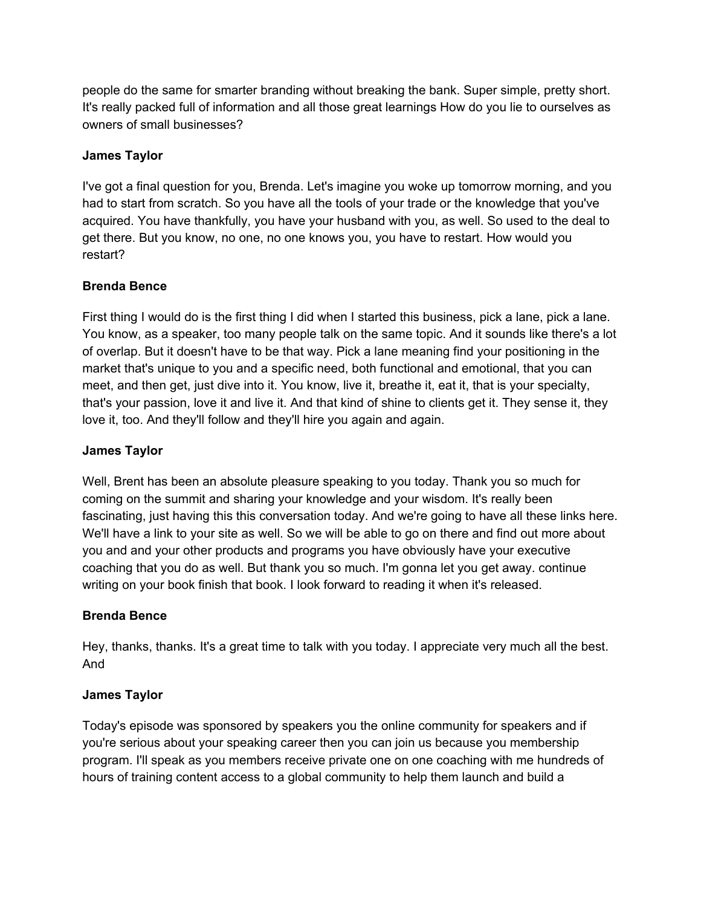people do the same for smarter branding without breaking the bank. Super simple, pretty short. It's really packed full of information and all those great learnings How do you lie to ourselves as owners of small businesses?

**James Taylor**

I've got a final question for you, Brenda. Let's imagine you woke up tomorrow morning, and you had to start from scratch. So you have all the tools of your trade or the knowledge that you've acquired. You have thankfully, you have your husband with you, as well. So used to the deal to get there. But you know, no one, no one knows you, you have to restart. How would you restart?

**Brenda Bence**

First thing I would do is the first thing I did when I started this business, pick a lane, pick a lane. You know, as a speaker, too many people talk on the same topic. And it sounds like there's a lot of overlap. But it doesn't have to be that way. Pick a lane meaning find your positioning in the market that's unique to you and a specific need, both functional and emotional, that you can meet, and then get, just dive into it. You know, live it, breathe it, eat it, that is your specialty, that's your passion, love it and live it. And that kind of shine to clients get it. They sense it, they love it, too. And they'll follow and they'll hire you again and again.

**James Taylor**

Well, Brent has been an absolute pleasure speaking to you today. Thank you so much for coming on the summit and sharing your knowledge and your wisdom. It's really been fascinating, just having this this conversation today. And we're going to have all these links here. We'll have a link to your site as well. So we will be able to go on there and find out more about you and and your other products and programs you have obviously have your executive coaching that you do as well. But thank you so much. I'm gonna let you get away. continue writing on your book finish that book. I look forward to reading it when it's released.

**Brenda Bence**

Hey, thanks, thanks. It's a great time to talk with you today. I appreciate very much all the best. And

**James Taylor**

Today's episode was sponsored by speakers you the online community for speakers and if you're serious about your speaking career then you can join us because you membership program. I'll speak as you members receive private one on one coaching with me hundreds of hours of training content access to a global community to help them launch and build a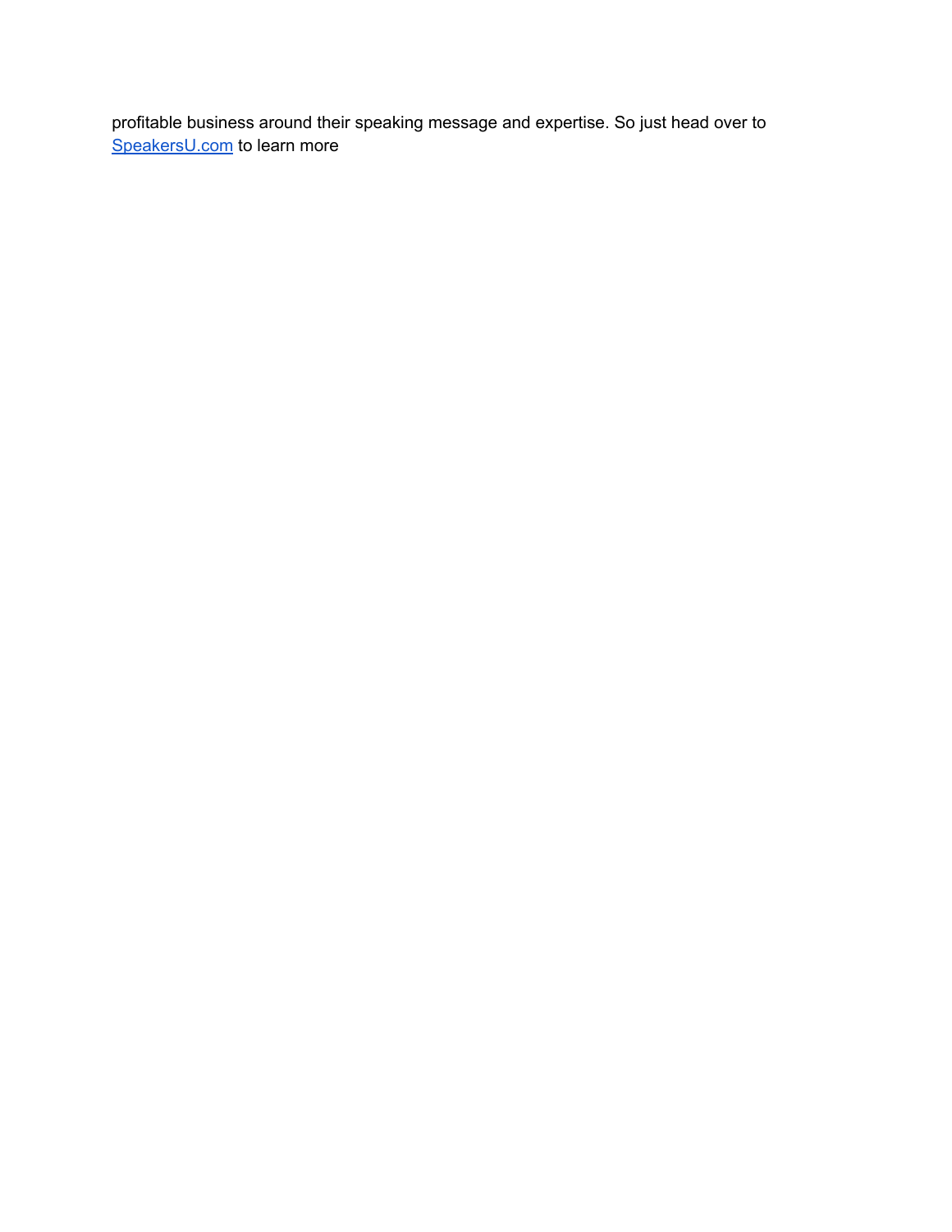profitable business around their speaking message and expertise. So just head over to [SpeakersU.com](http://SpeakersU.com) to learn more